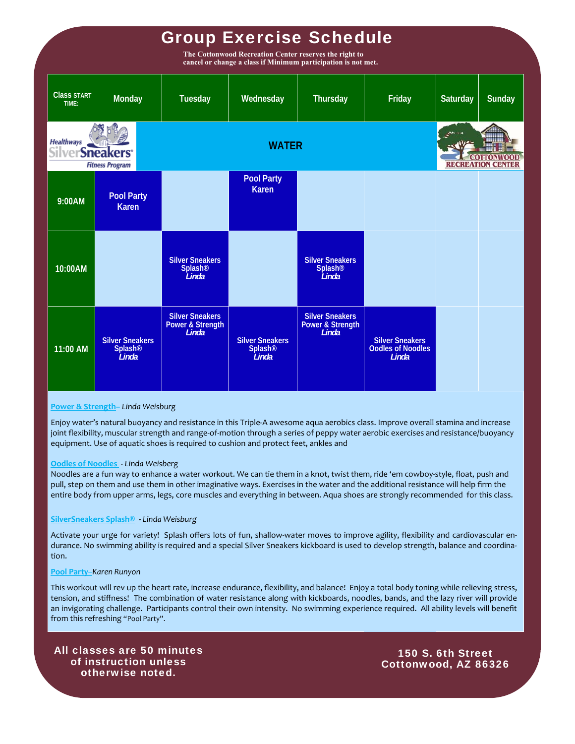# Group Exercise Schedule

**The Cottonwood Recreation Center reserves the right to cancel or change a class if Minimum participation is not met.**

| Class START TIME: | Monday | Tuesday | Wednesday | Thursday | Friday | Saturday | Sunday |
|---|---|---|---|---|---|---|---|
| | | | WATER | | | | |
| 9:00AM | Pool Party Karen | | Pool Party Karen | | | | |
| 10:00AM | | Silver Sneakers Splash® *Linda* | | Silver Sneakers Splash® *Linda* | | | |
| 11:00 AM | Silver Sneakers Splash® *Linda* | Silver Sneakers Power & Strength *Linda* | Silver Sneakers Splash® *Linda* | Silver Sneakers Power & Strength *Linda* | Silver Sneakers Oodles of Noodles *Linda* | | |

**Power & Strength**– *Linda Weisburg*

Enjoy water's natural buoyancy and resistance in this Triple-A awesome aqua aerobics class. Improve overall stamina and increase joint flexibility, muscular strength and range-of-motion through a series of peppy water aerobic exercises and resistance/buoyancy equipment. Use of aquatic shoes is required to cushion and protect feet, ankles and

**Oodles of Noodles** - *Linda Weisberg*

Noodles are a fun way to enhance a water workout. We can tie them in a knot, twist them, ride 'em cowboy-style, float, push and pull, step on them and use them in other imaginative ways. Exercises in the water and the additional resistance will help firm the entire body from upper arms, legs, core muscles and everything in between. Aqua shoes are strongly recommended for this class.

**SilverSneakers Splash®** - *Linda Weisburg*

Activate your urge for variety! Splash offers lots of fun, shallow-water moves to improve agility, flexibility and cardiovascular endurance. No swimming ability is required and a special Silver Sneakers kickboard is used to develop strength, balance and coordination.

**Pool Party**–*Karen Runyon*

This workout will rev up the heart rate, increase endurance, flexibility, and balance! Enjoy a total body toning while relieving stress, tension, and stiffness! The combination of water resistance along with kickboards, noodles, bands, and the lazy river will provide an invigorating challenge. Participants control their own intensity. No swimming experience required. All ability levels will benefit from this refreshing "Pool Party".

**All classes are 50 minutes of instruction unless otherwise noted.**

**150 S. 6th Street**
**Cottonwood, AZ 86326**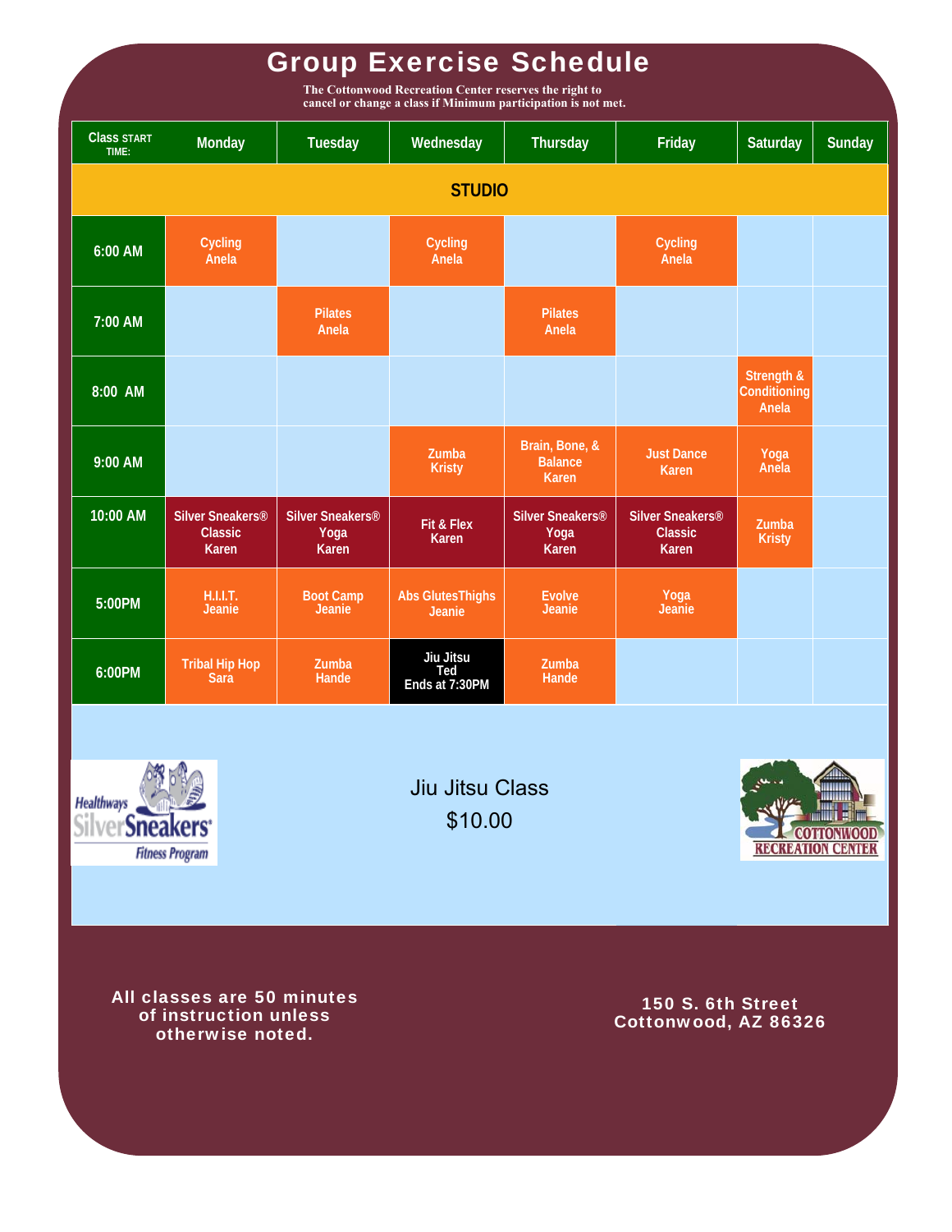# Group Exercise Schedule

**The Cottonwood Recreation Center reserves the right to cancel or change a class if Minimum participation is not met.**

| Class START TIME: | Monday | Tuesday | Wednesday | Thursday | Friday | Saturday | Sunday |
|---|---|---|---|---|---|---|---|
| **STUDIO** | | | | | | | |
| 6:00 AM | Cycling Anela | | Cycling Anela | | Cycling Anela | | |
| 7:00 AM | | Pilates Anela | | Pilates Anela | | | |
| 8:00 AM | | | | | | Strength & Conditioning Anela | |
| 9:00 AM | | | Zumba Kristy | Brain, Bone, & Balance Karen | Just Dance Karen | Yoga Anela | |
| 10:00 AM | Silver Sneakers® Classic Karen | Silver Sneakers® Yoga Karen | Fit & Flex Karen | Silver Sneakers® Yoga Karen | Silver Sneakers® Classic Karen | Zumba Kristy | |
| 5:00PM | H.I.I.T. Jeanie | Boot Camp Jeanie | Abs GlutesThighs Jeanie | Evolve Jeanie | Yoga Jeanie | | |
| 6:00PM | Tribal Hip Hop Sara | Zumba Hande | Jiu Jitsu Ted Ends at 7:30PM | Zumba Hande | | | |

Healthways SilverSneakers® Fitness Program

Jiu Jitsu Class
$10.00

COTTONWOOD RECREATION CENTER

**All classes are 50 minutes of instruction unless otherwise noted.**

**150 S. 6th Street
Cottonwood, AZ 86326**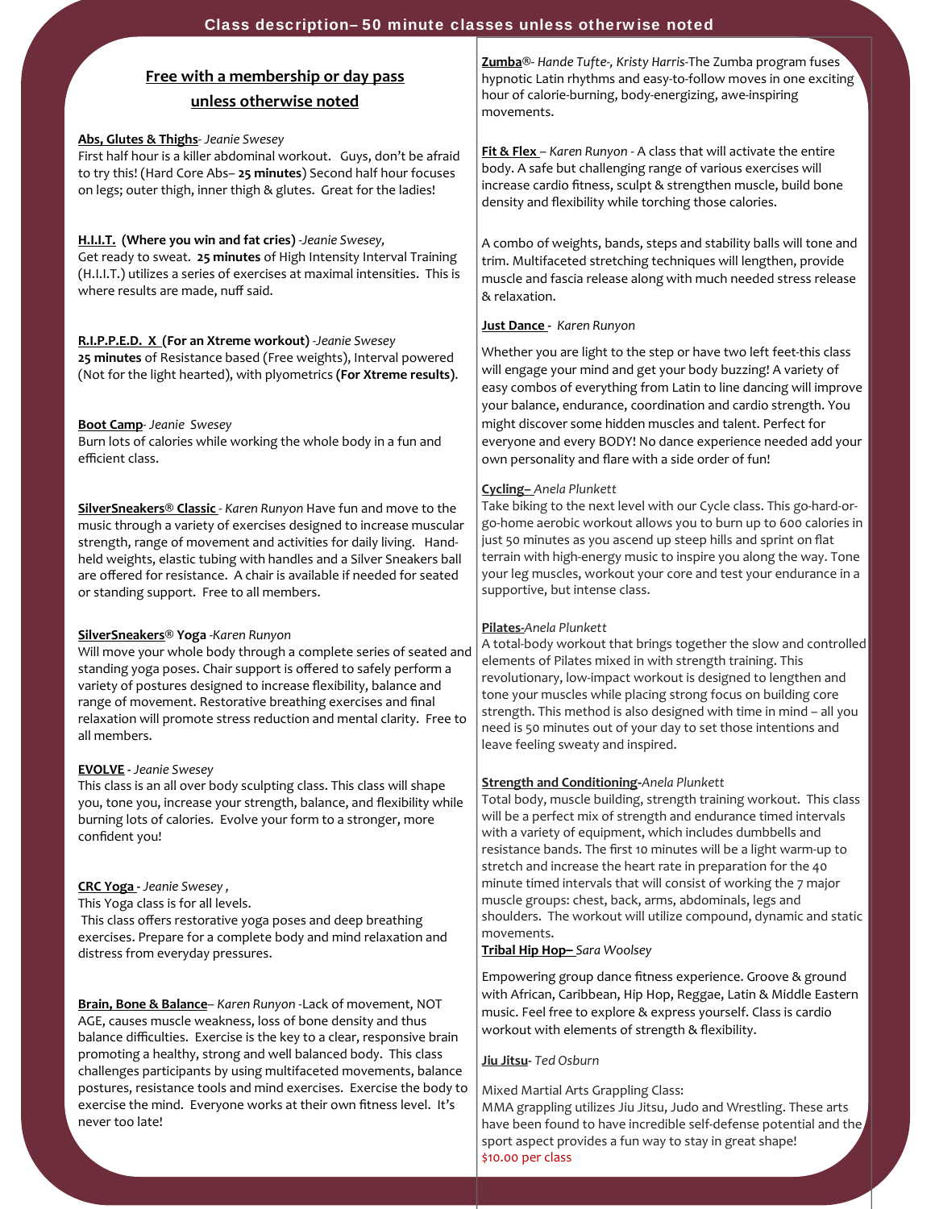## Class description– 50 minute classes unless otherwise noted

### Free with a membership or day pass unless otherwise noted

**Abs, Glutes & Thighs**- *Jeanie Swesey*
First half hour is a killer abdominal workout. Guys, don't be afraid to try this! (Hard Core Abs– **25 minutes**) Second half hour focuses on legs; outer thigh, inner thigh & glutes. Great for the ladies!

**H.I.I.T. (Where you win and fat cries)** -*Jeanie Swesey,*
Get ready to sweat. **25 minutes** of High Intensity Interval Training (H.I.I.T.) utilizes a series of exercises at maximal intensities. This is where results are made, nuff said.

**R.I.P.P.E.D. X (For an Xtreme workout)** -*Jeanie Swesey*
**25 minutes** of Resistance based (Free weights), Interval powered (Not for the light hearted), with plyometrics **(For Xtreme results)**.

**Boot Camp**- *Jeanie Swesey*
Burn lots of calories while working the whole body in a fun and efficient class.

**SilverSneakers® Classic** - *Karen Runyon* Have fun and move to the music through a variety of exercises designed to increase muscular strength, range of movement and activities for daily living. Hand-held weights, elastic tubing with handles and a Silver Sneakers ball are offered for resistance. A chair is available if needed for seated or standing support. Free to all members.

**SilverSneakers® Yoga** -*Karen Runyon*
Will move your whole body through a complete series of seated and standing yoga poses. Chair support is offered to safely perform a variety of postures designed to increase flexibility, balance and range of movement. Restorative breathing exercises and final relaxation will promote stress reduction and mental clarity. Free to all members.

**EVOLVE** - *Jeanie Swesey*
This class is an all over body sculpting class. This class will shape you, tone you, increase your strength, balance, and flexibility while burning lots of calories. Evolve your form to a stronger, more confident you!

**CRC Yoga** - *Jeanie Swesey ,*
This Yoga class is for all levels.
This class offers restorative yoga poses and deep breathing exercises. Prepare for a complete body and mind relaxation and distress from everyday pressures.

**Brain, Bone & Balance**– *Karen Runyon* -Lack of movement, NOT AGE, causes muscle weakness, loss of bone density and thus balance difficulties. Exercise is the key to a clear, responsive brain promoting a healthy, strong and well balanced body. This class challenges participants by using multifaceted movements, balance postures, resistance tools and mind exercises. Exercise the body to exercise the mind. Everyone works at their own fitness level. It's never too late!

**Zumba**®- *Hande Tufte-, Kristy Harris*-The Zumba program fuses hypnotic Latin rhythms and easy-to-follow moves in one exciting hour of calorie-burning, body-energizing, awe-inspiring movements.

**Fit & Flex** – *Karen Runyon* - A class that will activate the entire body. A safe but challenging range of various exercises will increase cardio fitness, sculpt & strengthen muscle, build bone density and flexibility while torching those calories.

A combo of weights, bands, steps and stability balls will tone and trim. Multifaceted stretching techniques will lengthen, provide muscle and fascia release along with much needed stress release & relaxation.

**Just Dance** - *Karen Runyon*

Whether you are light to the step or have two left feet-this class will engage your mind and get your body buzzing! A variety of easy combos of everything from Latin to line dancing will improve your balance, endurance, coordination and cardio strength. You might discover some hidden muscles and talent. Perfect for everyone and every BODY! No dance experience needed add your own personality and flare with a side order of fun!

**Cycling**– *Anela Plunkett*
Take biking to the next level with our Cycle class. This go-hard-or-go-home aerobic workout allows you to burn up to 600 calories in just 50 minutes as you ascend up steep hills and sprint on flat terrain with high-energy music to inspire you along the way. Tone your leg muscles, workout your core and test your endurance in a supportive, but intense class.

**Pilates**-*Anela Plunkett*
A total-body workout that brings together the slow and controlled elements of Pilates mixed in with strength training. This revolutionary, low-impact workout is designed to lengthen and tone your muscles while placing strong focus on building core strength. This method is also designed with time in mind – all you need is 50 minutes out of your day to set those intentions and leave feeling sweaty and inspired.

**Strength and Conditioning**-*Anela Plunkett*
Total body, muscle building, strength training workout. This class will be a perfect mix of strength and endurance timed intervals with a variety of equipment, which includes dumbbells and resistance bands. The first 10 minutes will be a light warm-up to stretch and increase the heart rate in preparation for the 40 minute timed intervals that will consist of working the 7 major muscle groups: chest, back, arms, abdominals, legs and shoulders. The workout will utilize compound, dynamic and static movements.

**Tribal Hip Hop**– *Sara Woolsey*

Empowering group dance fitness experience. Groove & ground with African, Caribbean, Hip Hop, Reggae, Latin & Middle Eastern music. Feel free to explore & express yourself. Class is cardio workout with elements of strength & flexibility.

**Jiu Jitsu**- *Ted Osburn*

Mixed Martial Arts Grappling Class:
MMA grappling utilizes Jiu Jitsu, Judo and Wrestling. These arts have been found to have incredible self-defense potential and the sport aspect provides a fun way to stay in great shape!
$10.00 per class